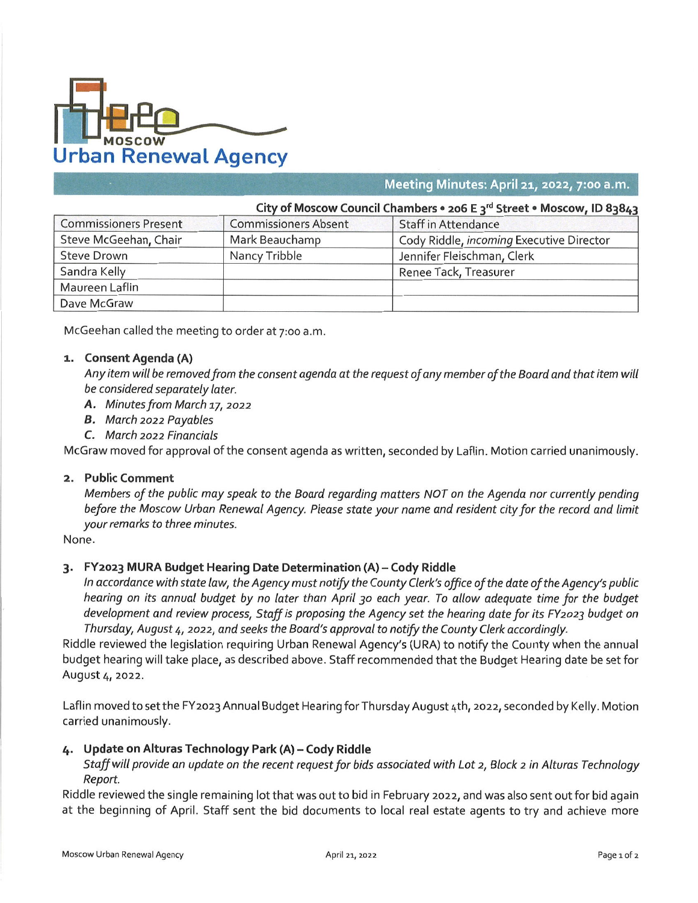# MOSCOW Urban Renewal Agency

## Meeting Minutes: April 21, 2022, 7:00 a.m.

**City of Moscow Council Chambers • 206 E 3rd Street • Moscow, ID 83843**

| Commissioners Present | Commissioners Absent | Staff in Attendance |
| --- | --- | --- |
| Steve McGeehan, Chair | Mark Beauchamp | Cody Riddle, *incoming* Executive Director |
| Steve Drown | Nancy Tribble | Jennifer Fleischman, Clerk |
| Sandra Kelly | | Renee Tack, Treasurer |
| Maureen Laflin | | |
| Dave McGraw | | |

McGeehan called the meeting to order at 7:00 a.m.

1. **Consent Agenda (A)**

   *Any item will be removed from the consent agenda at the request of any member of the Board and that item will be considered separately later.*

   A. *Minutes from March 17, 2022*

   B. *March 2022 Payables*

   C. *March 2022 Financials*

McGraw moved for approval of the consent agenda as written, seconded by Laflin. Motion carried unanimously.

2. **Public Comment**

   *Members of the public may speak to the Board regarding matters NOT on the Agenda nor currently pending before the Moscow Urban Renewal Agency. Please state your name and resident city for the record and limit your remarks to three minutes.*

None.

3. **FY2023 MURA Budget Hearing Date Determination (A) – Cody Riddle**

   *In accordance with state law, the Agency must notify the County Clerk's office of the date of the Agency's public hearing on its annual budget by no later than April 30 each year. To allow adequate time for the budget development and review process, Staff is proposing the Agency set the hearing date for its FY2023 budget on Thursday, August 4, 2022, and seeks the Board's approval to notify the County Clerk accordingly.*

Riddle reviewed the legislation requiring Urban Renewal Agency's (URA) to notify the County when the annual budget hearing will take place, as described above. Staff recommended that the Budget Hearing date be set for August 4, 2022.

Laflin moved to set the FY2023 Annual Budget Hearing for Thursday August 4th, 2022, seconded by Kelly. Motion carried unanimously.

4. **Update on Alturas Technology Park (A) – Cody Riddle**

   *Staff will provide an update on the recent request for bids associated with Lot 2, Block 2 in Alturas Technology Report.*

Riddle reviewed the single remaining lot that was out to bid in February 2022, and was also sent out for bid again at the beginning of April. Staff sent the bid documents to local real estate agents to try and achieve more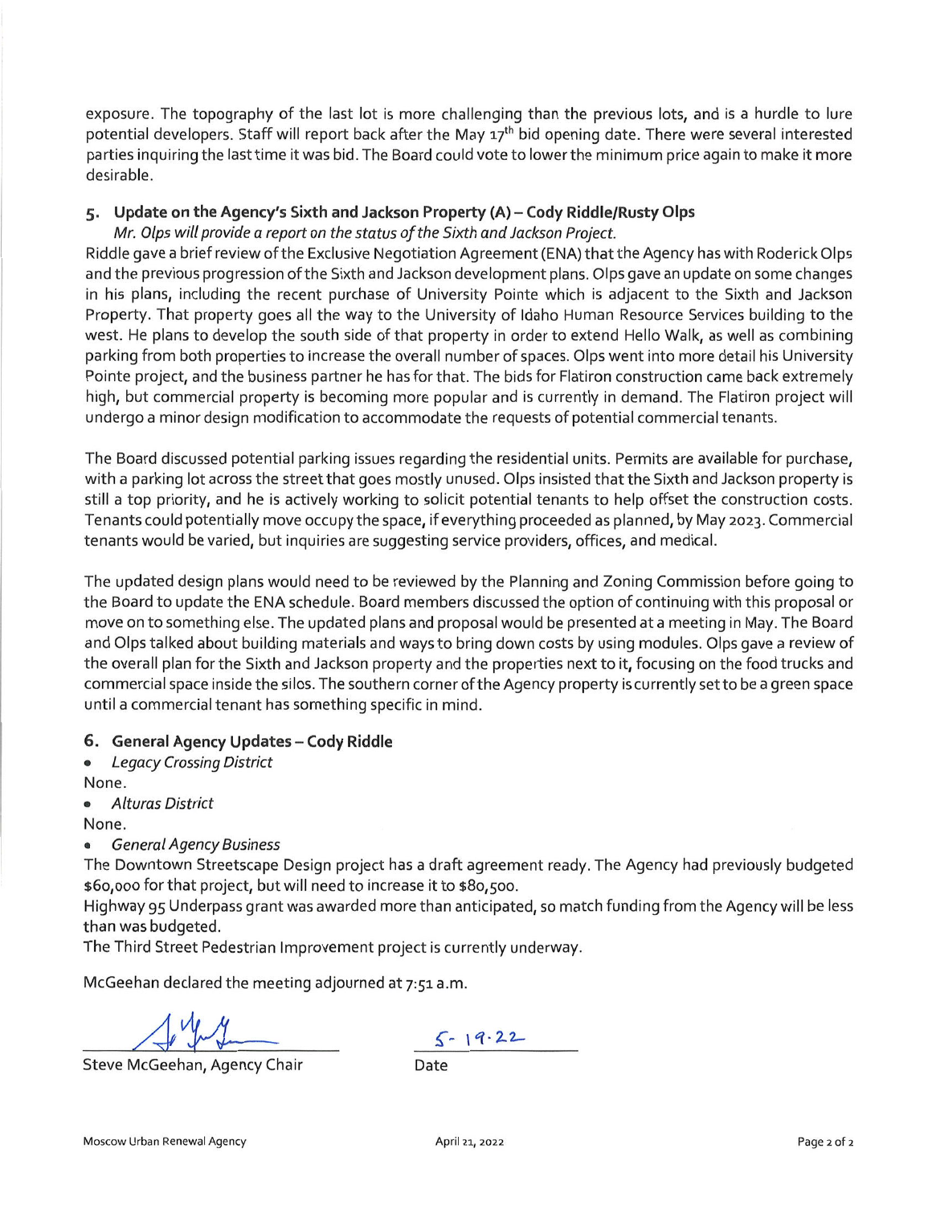exposure. The topography of the last lot is more challenging than the previous lots, and is a hurdle to lure potential developers. Staff will report back after the May 17th bid opening date. There were several interested parties inquiring the last time it was bid. The Board could vote to lower the minimum price again to make it more desirable.

## 5. Update on the Agency's Sixth and Jackson Property (A) – Cody Riddle/Rusty Olps

*Mr. Olps will provide a report on the status of the Sixth and Jackson Project.*

Riddle gave a brief review of the Exclusive Negotiation Agreement (ENA) that the Agency has with Roderick Olps and the previous progression of the Sixth and Jackson development plans. Olps gave an update on some changes in his plans, including the recent purchase of University Pointe which is adjacent to the Sixth and Jackson Property. That property goes all the way to the University of Idaho Human Resource Services building to the west. He plans to develop the south side of that property in order to extend Hello Walk, as well as combining parking from both properties to increase the overall number of spaces. Olps went into more detail his University Pointe project, and the business partner he has for that. The bids for Flatiron construction came back extremely high, but commercial property is becoming more popular and is currently in demand. The Flatiron project will undergo a minor design modification to accommodate the requests of potential commercial tenants.

The Board discussed potential parking issues regarding the residential units. Permits are available for purchase, with a parking lot across the street that goes mostly unused. Olps insisted that the Sixth and Jackson property is still a top priority, and he is actively working to solicit potential tenants to help offset the construction costs. Tenants could potentially move occupy the space, if everything proceeded as planned, by May 2023. Commercial tenants would be varied, but inquiries are suggesting service providers, offices, and medical.

The updated design plans would need to be reviewed by the Planning and Zoning Commission before going to the Board to update the ENA schedule. Board members discussed the option of continuing with this proposal or move on to something else. The updated plans and proposal would be presented at a meeting in May. The Board and Olps talked about building materials and ways to bring down costs by using modules. Olps gave a review of the overall plan for the Sixth and Jackson property and the properties next to it, focusing on the food trucks and commercial space inside the silos. The southern corner of the Agency property is currently set to be a green space until a commercial tenant has something specific in mind.

## 6. General Agency Updates – Cody Riddle

- *Legacy Crossing District*

None.

- *Alturas District*

None.

- *General Agency Business*

The Downtown Streetscape Design project has a draft agreement ready. The Agency had previously budgeted $60,000 for that project, but will need to increase it to $80,500.

Highway 95 Underpass grant was awarded more than anticipated, so match funding from the Agency will be less than was budgeted.

The Third Street Pedestrian Improvement project is currently underway.

McGeehan declared the meeting adjourned at 7:51 a.m.

Steve McGeehan, Agency Chair

5-19-22

Date